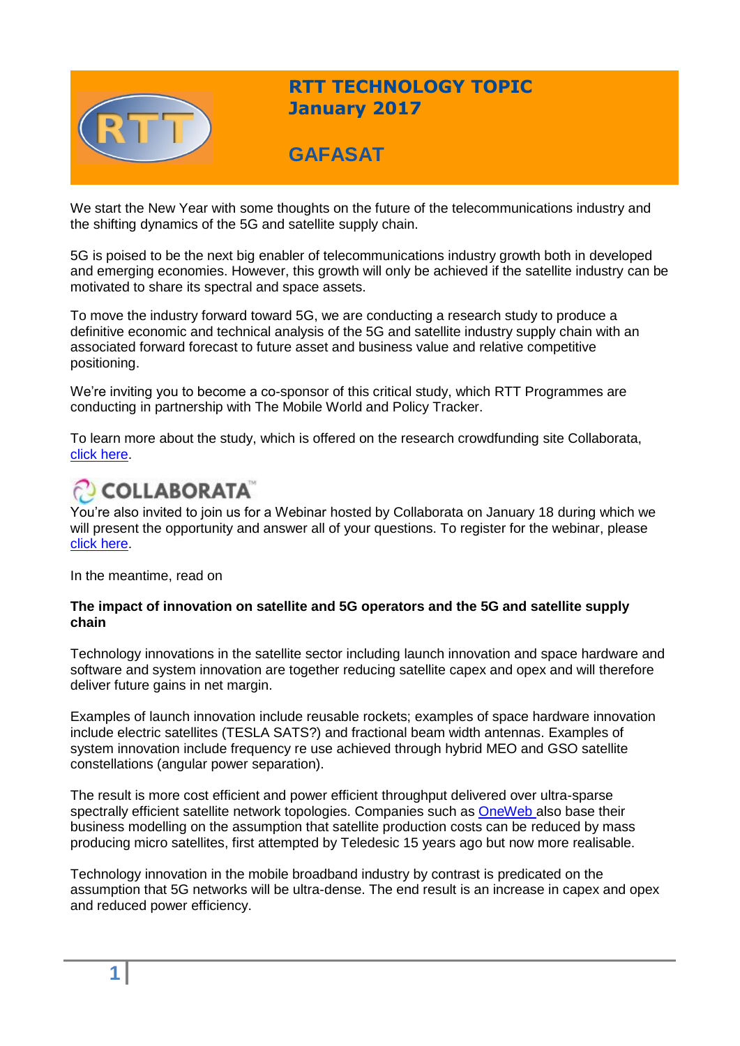# RTT TECHNOLOGY TOPIC
## January 2017

## GAFASAT

We start the New Year with some thoughts on the future of the telecommunications industry and the shifting dynamics of the 5G and satellite supply chain.

5G is poised to be the next big enabler of telecommunications industry growth both in developed and emerging economies. However, this growth will only be achieved if the satellite industry can be motivated to share its spectral and space assets.

To move the industry forward toward 5G, we are conducting a research study to produce a definitive economic and technical analysis of the 5G and satellite industry supply chain with an associated forward forecast to future asset and business value and relative competitive positioning.

We're inviting you to become a co-sponsor of this critical study, which RTT Programmes are conducting in partnership with The Mobile World and Policy Tracker.

To learn more about the study, which is offered on the research crowdfunding site Collaborata, click here.

COLLABORATA

You're also invited to join us for a Webinar hosted by Collaborata on January 18 during which we will present the opportunity and answer all of your questions. To register for the webinar, please click here.

In the meantime, read on

**The impact of innovation on satellite and 5G operators and the 5G and satellite supply chain**

Technology innovations in the satellite sector including launch innovation and space hardware and software and system innovation are together reducing satellite capex and opex and will therefore deliver future gains in net margin.

Examples of launch innovation include reusable rockets; examples of space hardware innovation include electric satellites (TESLA SATS?) and fractional beam width antennas. Examples of system innovation include frequency re use achieved through hybrid MEO and GSO satellite constellations (angular power separation).

The result is more cost efficient and power efficient throughput delivered over ultra-sparse spectrally efficient satellite network topologies. Companies such as OneWeb also base their business modelling on the assumption that satellite production costs can be reduced by mass producing micro satellites, first attempted by Teledesic 15 years ago but now more realisable.

Technology innovation in the mobile broadband industry by contrast is predicated on the assumption that 5G networks will be ultra-dense. The end result is an increase in capex and opex and reduced power efficiency.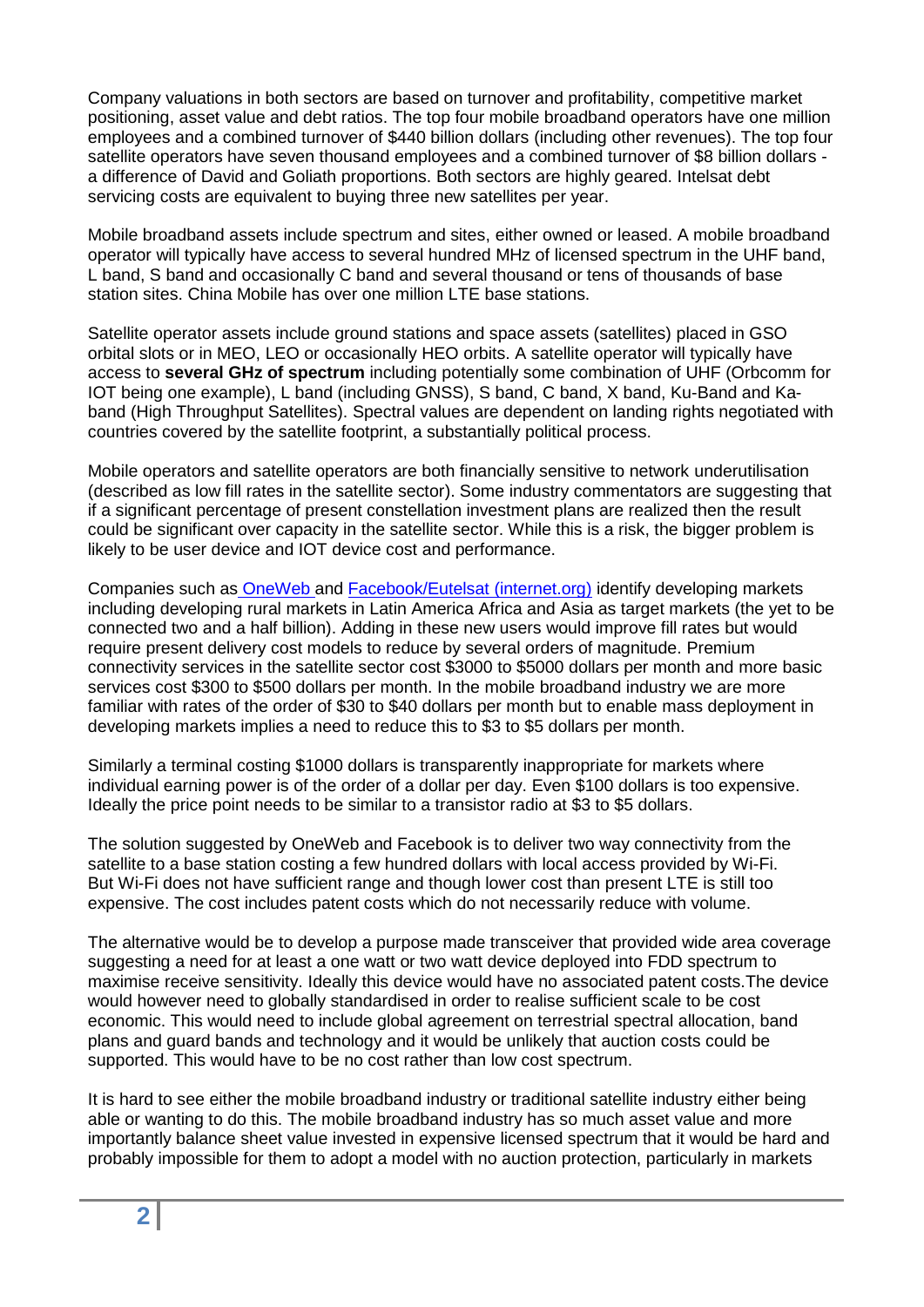Company valuations in both sectors are based on turnover and profitability, competitive market positioning, asset value and debt ratios. The top four mobile broadband operators have one million employees and a combined turnover of $440 billion dollars (including other revenues). The top four satellite operators have seven thousand employees and a combined turnover of $8 billion dollars - a difference of David and Goliath proportions. Both sectors are highly geared. Intelsat debt servicing costs are equivalent to buying three new satellites per year.

Mobile broadband assets include spectrum and sites, either owned or leased. A mobile broadband operator will typically have access to several hundred MHz of licensed spectrum in the UHF band, L band, S band and occasionally C band and several thousand or tens of thousands of base station sites. China Mobile has over one million LTE base stations.

Satellite operator assets include ground stations and space assets (satellites) placed in GSO orbital slots or in MEO, LEO or occasionally HEO orbits. A satellite operator will typically have access to **several GHz of spectrum** including potentially some combination of UHF (Orbcomm for IOT being one example), L band (including GNSS), S band, C band, X band, Ku-Band and Ka-band (High Throughput Satellites). Spectral values are dependent on landing rights negotiated with countries covered by the satellite footprint, a substantially political process.

Mobile operators and satellite operators are both financially sensitive to network underutilisation (described as low fill rates in the satellite sector). Some industry commentators are suggesting that if a significant percentage of present constellation investment plans are realized then the result could be significant over capacity in the satellite sector. While this is a risk, the bigger problem is likely to be user device and IOT device cost and performance.

Companies such as OneWeb and Facebook/Eutelsat (internet.org) identify developing markets including developing rural markets in Latin America Africa and Asia as target markets (the yet to be connected two and a half billion). Adding in these new users would improve fill rates but would require present delivery cost models to reduce by several orders of magnitude. Premium connectivity services in the satellite sector cost $3000 to $5000 dollars per month and more basic services cost $300 to $500 dollars per month. In the mobile broadband industry we are more familiar with rates of the order of $30 to $40 dollars per month but to enable mass deployment in developing markets implies a need to reduce this to $3 to $5 dollars per month.

Similarly a terminal costing $1000 dollars is transparently inappropriate for markets where individual earning power is of the order of a dollar per day. Even $100 dollars is too expensive. Ideally the price point needs to be similar to a transistor radio at $3 to $5 dollars.

The solution suggested by OneWeb and Facebook is to deliver two way connectivity from the satellite to a base station costing a few hundred dollars with local access provided by Wi-Fi. But Wi-Fi does not have sufficient range and though lower cost than present LTE is still too expensive. The cost includes patent costs which do not necessarily reduce with volume.

The alternative would be to develop a purpose made transceiver that provided wide area coverage suggesting a need for at least a one watt or two watt device deployed into FDD spectrum to maximise receive sensitivity. Ideally this device would have no associated patent costs.The device would however need to globally standardised in order to realise sufficient scale to be cost economic. This would need to include global agreement on terrestrial spectral allocation, band plans and guard bands and technology and it would be unlikely that auction costs could be supported. This would have to be no cost rather than low cost spectrum.

It is hard to see either the mobile broadband industry or traditional satellite industry either being able or wanting to do this. The mobile broadband industry has so much asset value and more importantly balance sheet value invested in expensive licensed spectrum that it would be hard and probably impossible for them to adopt a model with no auction protection, particularly in markets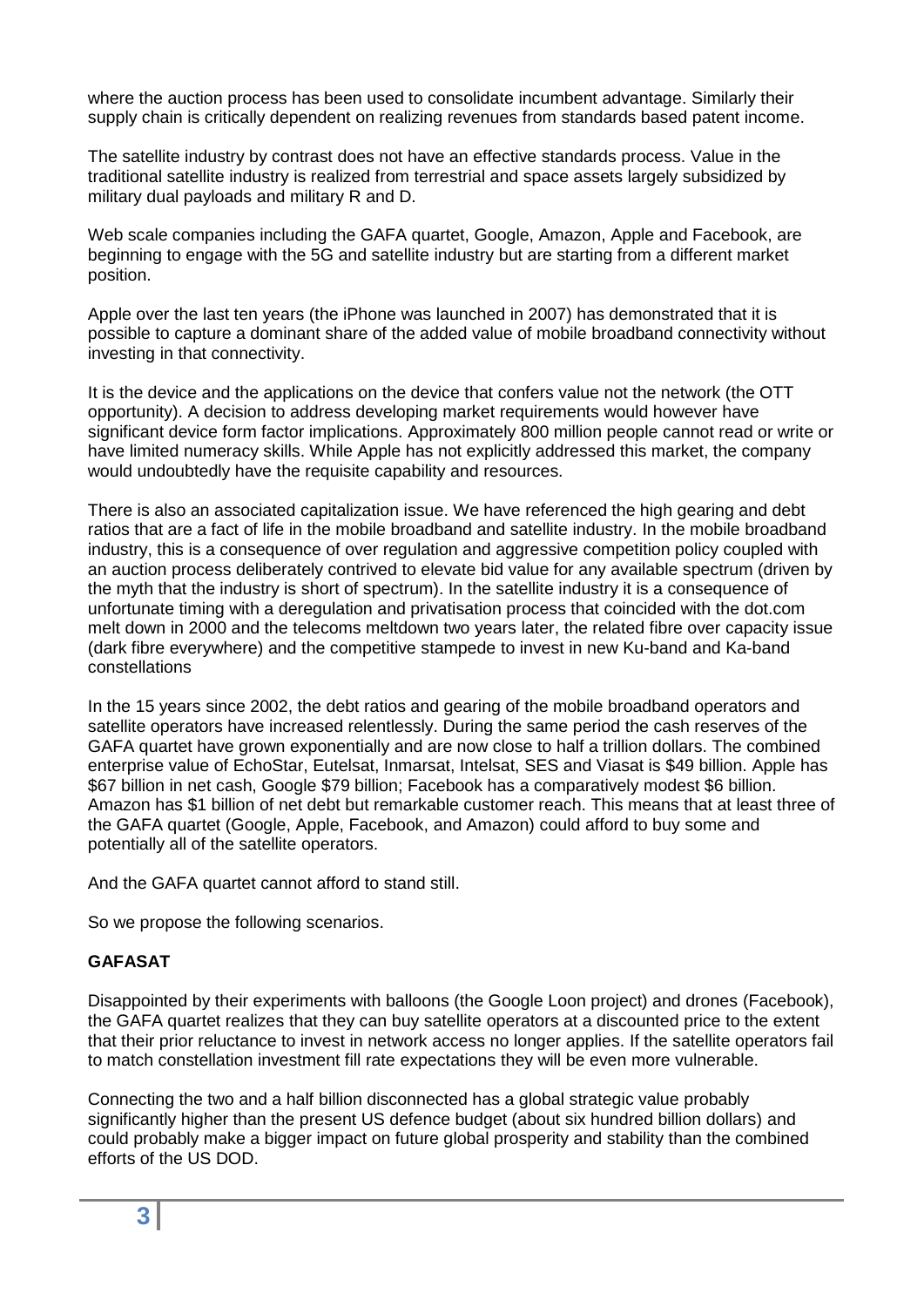where the auction process has been used to consolidate incumbent advantage. Similarly their supply chain is critically dependent on realizing revenues from standards based patent income.

The satellite industry by contrast does not have an effective standards process. Value in the traditional satellite industry is realized from terrestrial and space assets largely subsidized by military dual payloads and military R and D.

Web scale companies including the GAFA quartet, Google, Amazon, Apple and Facebook, are beginning to engage with the 5G and satellite industry but are starting from a different market position.

Apple over the last ten years (the iPhone was launched in 2007) has demonstrated that it is possible to capture a dominant share of the added value of mobile broadband connectivity without investing in that connectivity.

It is the device and the applications on the device that confers value not the network (the OTT opportunity). A decision to address developing market requirements would however have significant device form factor implications. Approximately 800 million people cannot read or write or have limited numeracy skills. While Apple has not explicitly addressed this market, the company would undoubtedly have the requisite capability and resources.

There is also an associated capitalization issue. We have referenced the high gearing and debt ratios that are a fact of life in the mobile broadband and satellite industry. In the mobile broadband industry, this is a consequence of over regulation and aggressive competition policy coupled with an auction process deliberately contrived to elevate bid value for any available spectrum (driven by the myth that the industry is short of spectrum). In the satellite industry it is a consequence of unfortunate timing with a deregulation and privatisation process that coincided with the dot.com melt down in 2000 and the telecoms meltdown two years later, the related fibre over capacity issue (dark fibre everywhere) and the competitive stampede to invest in new Ku-band and Ka-band constellations

In the 15 years since 2002, the debt ratios and gearing of the mobile broadband operators and satellite operators have increased relentlessly. During the same period the cash reserves of the GAFA quartet have grown exponentially and are now close to half a trillion dollars. The combined enterprise value of EchoStar, Eutelsat, Inmarsat, Intelsat, SES and Viasat is $49 billion. Apple has $67 billion in net cash, Google $79 billion; Facebook has a comparatively modest $6 billion. Amazon has $1 billion of net debt but remarkable customer reach. This means that at least three of the GAFA quartet (Google, Apple, Facebook, and Amazon) could afford to buy some and potentially all of the satellite operators.

And the GAFA quartet cannot afford to stand still.

So we propose the following scenarios.

**GAFASAT**

Disappointed by their experiments with balloons (the Google Loon project) and drones (Facebook), the GAFA quartet realizes that they can buy satellite operators at a discounted price to the extent that their prior reluctance to invest in network access no longer applies. If the satellite operators fail to match constellation investment fill rate expectations they will be even more vulnerable.

Connecting the two and a half billion disconnected has a global strategic value probably significantly higher than the present US defence budget (about six hundred billion dollars) and could probably make a bigger impact on future global prosperity and stability than the combined efforts of the US DOD.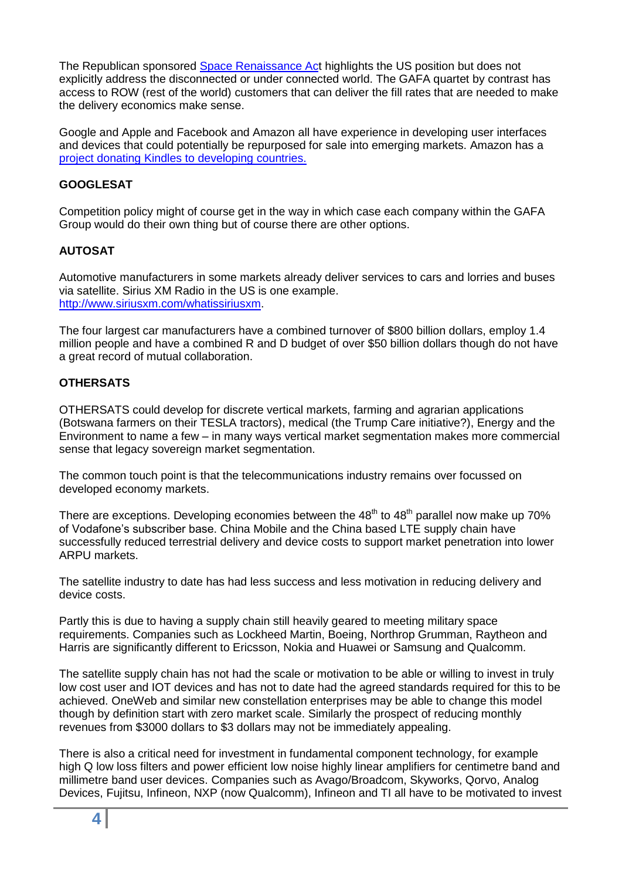The Republican sponsored [Space Renaissance Act](#) highlights the US position but does not explicitly address the disconnected or under connected world. The GAFA quartet by contrast has access to ROW (rest of the world) customers that can deliver the fill rates that are needed to make the delivery economics make sense.

Google and Apple and Facebook and Amazon all have experience in developing user interfaces and devices that could potentially be repurposed for sale into emerging markets. Amazon has a [project donating Kindles to developing countries.](#)

**GOOGLESAT**

Competition policy might of course get in the way in which case each company within the GAFA Group would do their own thing but of course there are other options.

**AUTOSAT**

Automotive manufacturers in some markets already deliver services to cars and lorries and buses via satellite. Sirius XM Radio in the US is one example. [http://www.siriusxm.com/whatissiriusxm](http://www.siriusxm.com/whatissiriusxm).

The four largest car manufacturers have a combined turnover of $800 billion dollars, employ 1.4 million people and have a combined R and D budget of over $50 billion dollars though do not have a great record of mutual collaboration.

**OTHERSATS**

OTHERSATS could develop for discrete vertical markets, farming and agrarian applications (Botswana farmers on their TESLA tractors), medical (the Trump Care initiative?), Energy and the Environment to name a few – in many ways vertical market segmentation makes more commercial sense that legacy sovereign market segmentation.

The common touch point is that the telecommunications industry remains over focussed on developed economy markets.

There are exceptions. Developing economies between the 48th to 48th parallel now make up 70% of Vodafone's subscriber base. China Mobile and the China based LTE supply chain have successfully reduced terrestrial delivery and device costs to support market penetration into lower ARPU markets.

The satellite industry to date has had less success and less motivation in reducing delivery and device costs.

Partly this is due to having a supply chain still heavily geared to meeting military space requirements. Companies such as Lockheed Martin, Boeing, Northrop Grumman, Raytheon and Harris are significantly different to Ericsson, Nokia and Huawei or Samsung and Qualcomm.

The satellite supply chain has not had the scale or motivation to be able or willing to invest in truly low cost user and IOT devices and has not to date had the agreed standards required for this to be achieved. OneWeb and similar new constellation enterprises may be able to change this model though by definition start with zero market scale. Similarly the prospect of reducing monthly revenues from $3000 dollars to $3 dollars may not be immediately appealing.

There is also a critical need for investment in fundamental component technology, for example high Q low loss filters and power efficient low noise highly linear amplifiers for centimetre band and millimetre band user devices. Companies such as Avago/Broadcom, Skyworks, Qorvo, Analog Devices, Fujitsu, Infineon, NXP (now Qualcomm), Infineon and TI all have to be motivated to invest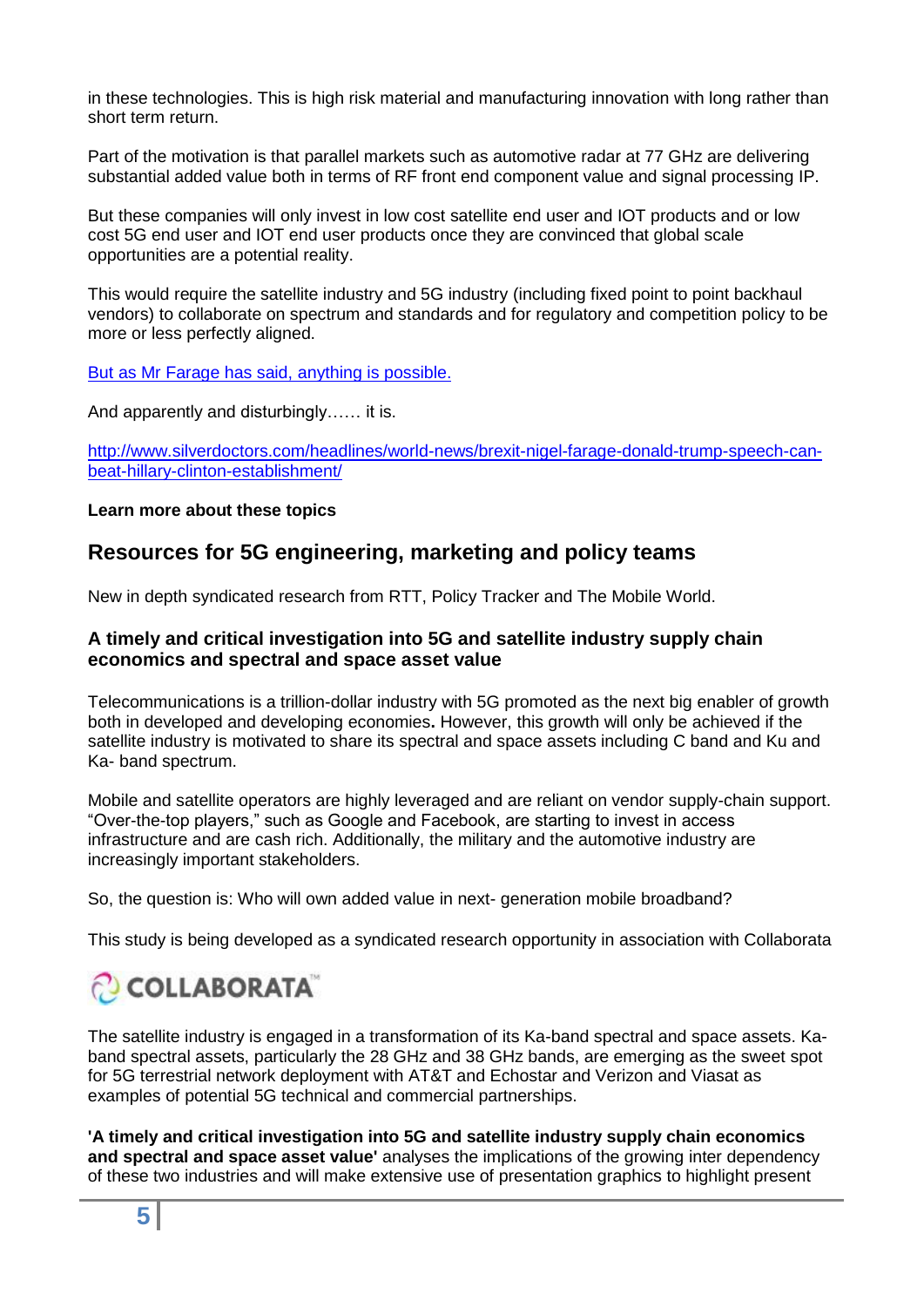in these technologies. This is high risk material and manufacturing innovation with long rather than short term return.

Part of the motivation is that parallel markets such as automotive radar at 77 GHz are delivering substantial added value both in terms of RF front end component value and signal processing IP.

But these companies will only invest in low cost satellite end user and IOT products and or low cost 5G end user and IOT end user products once they are convinced that global scale opportunities are a potential reality.

This would require the satellite industry and 5G industry (including fixed point to point backhaul vendors) to collaborate on spectrum and standards and for regulatory and competition policy to be more or less perfectly aligned.

But as Mr Farage has said, anything is possible.

And apparently and disturbingly…… it is.

http://www.silverdoctors.com/headlines/world-news/brexit-nigel-farage-donald-trump-speech-can-beat-hillary-clinton-establishment/

**Learn more about these topics**

## Resources for 5G engineering, marketing and policy teams

New in depth syndicated research from RTT, Policy Tracker and The Mobile World.

### A timely and critical investigation into 5G and satellite industry supply chain economics and spectral and space asset value

Telecommunications is a trillion-dollar industry with 5G promoted as the next big enabler of growth both in developed and developing economies**.** However, this growth will only be achieved if the satellite industry is motivated to share its spectral and space assets including C band and Ku and Ka- band spectrum.

Mobile and satellite operators are highly leveraged and are reliant on vendor supply-chain support. "Over-the-top players," such as Google and Facebook, are starting to invest in access infrastructure and are cash rich. Additionally, the military and the automotive industry are increasingly important stakeholders.

So, the question is: Who will own added value in next- generation mobile broadband?

This study is being developed as a syndicated research opportunity in association with Collaborata

COLLABORATA™

The satellite industry is engaged in a transformation of its Ka-band spectral and space assets. Ka-band spectral assets, particularly the 28 GHz and 38 GHz bands, are emerging as the sweet spot for 5G terrestrial network deployment with AT&T and Echostar and Verizon and Viasat as examples of potential 5G technical and commercial partnerships.

**'A timely and critical investigation into 5G and satellite industry supply chain economics and spectral and space asset value'** analyses the implications of the growing inter dependency of these two industries and will make extensive use of presentation graphics to highlight present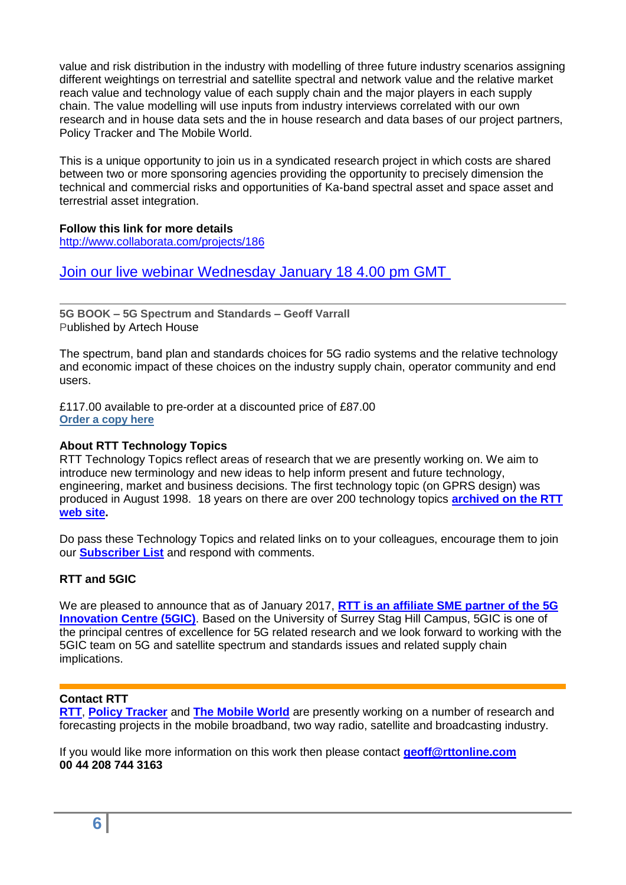value and risk distribution in the industry with modelling of three future industry scenarios assigning different weightings on terrestrial and satellite spectral and network value and the relative market reach value and technology value of each supply chain and the major players in each supply chain. The value modelling will use inputs from industry interviews correlated with our own research and in house data sets and the in house research and data bases of our project partners, Policy Tracker and The Mobile World.

This is a unique opportunity to join us in a syndicated research project in which costs are shared between two or more sponsoring agencies providing the opportunity to precisely dimension the technical and commercial risks and opportunities of Ka-band spectral asset and space asset and terrestrial asset integration.

**Follow this link for more details**
http://www.collaborata.com/projects/186

Join our live webinar Wednesday January 18 4.00 pm GMT

---

**5G BOOK – 5G Spectrum and Standards – Geoff Varrall**
Published by Artech House

The spectrum, band plan and standards choices for 5G radio systems and the relative technology and economic impact of these choices on the industry supply chain, operator community and end users.

£117.00 available to pre-order at a discounted price of £87.00
**Order a copy here**

**About RTT Technology Topics**
RTT Technology Topics reflect areas of research that we are presently working on. We aim to introduce new terminology and new ideas to help inform present and future technology, engineering, market and business decisions. The first technology topic (on GPRS design) was produced in August 1998. 18 years on there are over 200 technology topics **archived on the RTT web site**.

Do pass these Technology Topics and related links on to your colleagues, encourage them to join our **Subscriber List** and respond with comments.

**RTT and 5GIC**

We are pleased to announce that as of January 2017, **RTT is an affiliate SME partner of the 5G Innovation Centre (5GIC)**. Based on the University of Surrey Stag Hill Campus, 5GIC is one of the principal centres of excellence for 5G related research and we look forward to working with the 5GIC team on 5G and satellite spectrum and standards issues and related supply chain implications.

---

**Contact RTT**
**RTT**, **Policy Tracker** and **The Mobile World** are presently working on a number of research and forecasting projects in the mobile broadband, two way radio, satellite and broadcasting industry.

If you would like more information on this work then please contact **geoff@rttonline.com**
**00 44 208 744 3163**